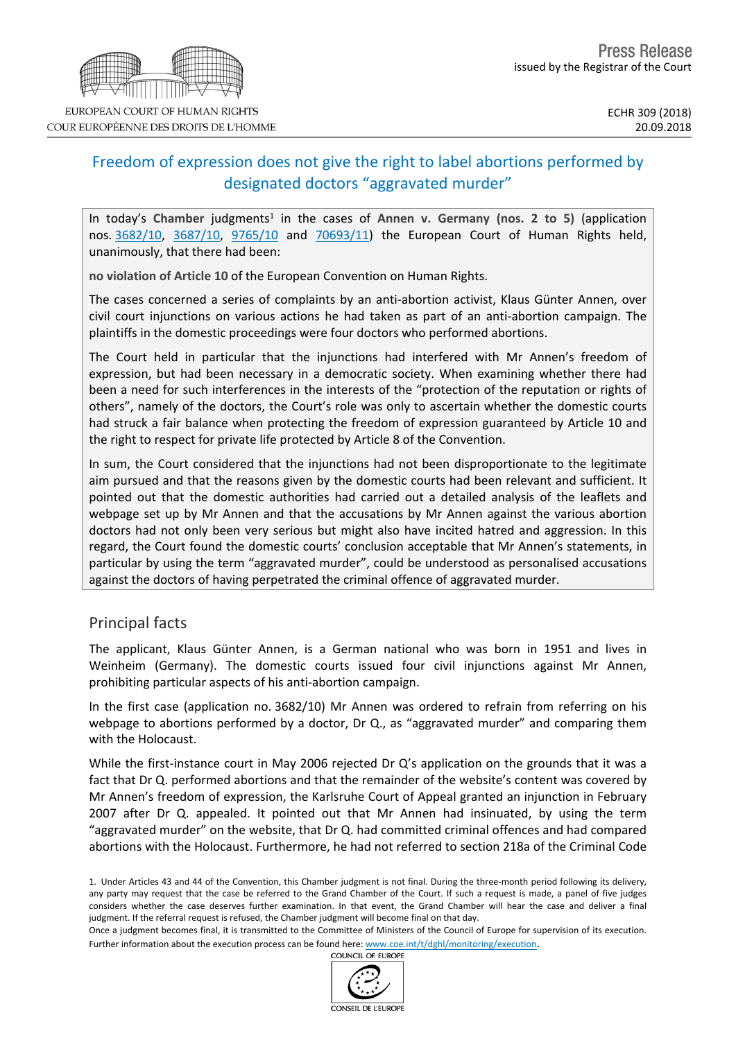EUROPEAN COURT OF HUMAN RIGHTS
COUR EUROPÉENNE DES DROITS DE L'HOMME

Press Release
issued by the Registrar of the Court

ECHR 309 (2018)
20.09.2018

# Freedom of expression does not give the right to label abortions performed by designated doctors "aggravated murder"

In today's **Chamber** judgments[1] in the cases of **Annen v. Germany (nos. 2 to 5)** (application nos. 3682/10, 3687/10, 9765/10 and 70693/11) the European Court of Human Rights held, unanimously, that there had been:

**no violation of Article 10** of the European Convention on Human Rights.

The cases concerned a series of complaints by an anti-abortion activist, Klaus Günter Annen, over civil court injunctions on various actions he had taken as part of an anti-abortion campaign. The plaintiffs in the domestic proceedings were four doctors who performed abortions.

The Court held in particular that the injunctions had interfered with Mr Annen's freedom of expression, but had been necessary in a democratic society. When examining whether there had been a need for such interferences in the interests of the "protection of the reputation or rights of others", namely of the doctors, the Court's role was only to ascertain whether the domestic courts had struck a fair balance when protecting the freedom of expression guaranteed by Article 10 and the right to respect for private life protected by Article 8 of the Convention.

In sum, the Court considered that the injunctions had not been disproportionate to the legitimate aim pursued and that the reasons given by the domestic courts had been relevant and sufficient. It pointed out that the domestic authorities had carried out a detailed analysis of the leaflets and webpage set up by Mr Annen and that the accusations by Mr Annen against the various abortion doctors had not only been very serious but might also have incited hatred and aggression. In this regard, the Court found the domestic courts' conclusion acceptable that Mr Annen's statements, in particular by using the term "aggravated murder", could be understood as personalised accusations against the doctors of having perpetrated the criminal offence of aggravated murder.

## Principal facts

The applicant, Klaus Günter Annen, is a German national who was born in 1951 and lives in Weinheim (Germany). The domestic courts issued four civil injunctions against Mr Annen, prohibiting particular aspects of his anti-abortion campaign.

In the first case (application no. 3682/10) Mr Annen was ordered to refrain from referring on his webpage to abortions performed by a doctor, Dr Q., as "aggravated murder" and comparing them with the Holocaust.

While the first-instance court in May 2006 rejected Dr Q's application on the grounds that it was a fact that Dr Q. performed abortions and that the remainder of the website's content was covered by Mr Annen's freedom of expression, the Karlsruhe Court of Appeal granted an injunction in February 2007 after Dr Q. appealed. It pointed out that Mr Annen had insinuated, by using the term "aggravated murder" on the website, that Dr Q. had committed criminal offences and had compared abortions with the Holocaust. Furthermore, he had not referred to section 218a of the Criminal Code

1. Under Articles 43 and 44 of the Convention, this Chamber judgment is not final. During the three-month period following its delivery, any party may request that the case be referred to the Grand Chamber of the Court. If such a request is made, a panel of five judges considers whether the case deserves further examination. In that event, the Grand Chamber will hear the case and deliver a final judgment. If the referral request is refused, the Chamber judgment will become final on that day.
Once a judgment becomes final, it is transmitted to the Committee of Ministers of the Council of Europe for supervision of its execution. Further information about the execution process can be found here: www.coe.int/t/dghl/monitoring/execution.

COUNCIL OF EUROPE
CONSEIL DE L'EUROPE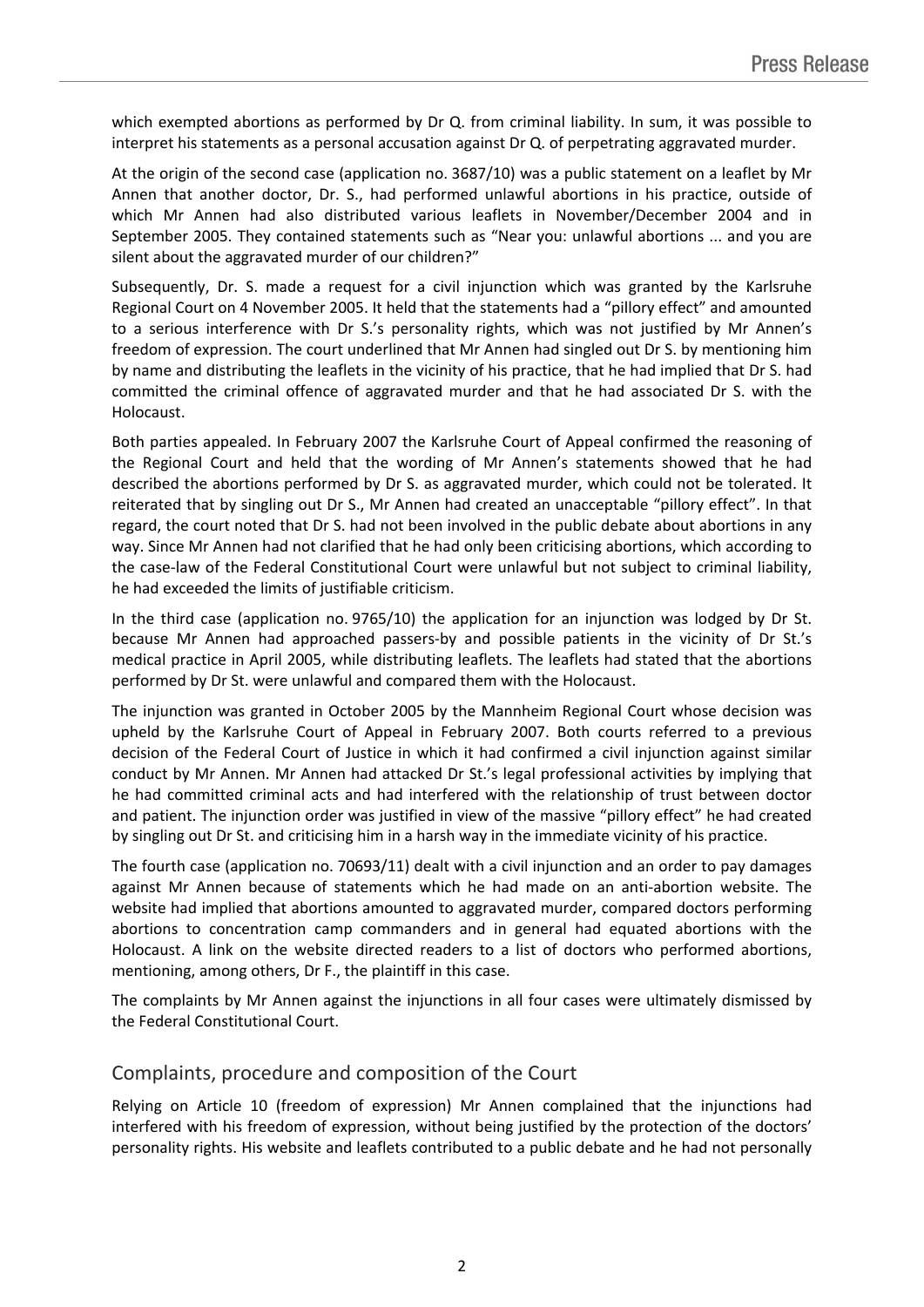which exempted abortions as performed by Dr Q. from criminal liability. In sum, it was possible to interpret his statements as a personal accusation against Dr Q. of perpetrating aggravated murder.

At the origin of the second case (application no. 3687/10) was a public statement on a leaflet by Mr Annen that another doctor, Dr. S., had performed unlawful abortions in his practice, outside of which Mr Annen had also distributed various leaflets in November/December 2004 and in September 2005. They contained statements such as "Near you: unlawful abortions ... and you are silent about the aggravated murder of our children?"

Subsequently, Dr. S. made a request for a civil injunction which was granted by the Karlsruhe Regional Court on 4 November 2005. It held that the statements had a "pillory effect" and amounted to a serious interference with Dr S.'s personality rights, which was not justified by Mr Annen's freedom of expression. The court underlined that Mr Annen had singled out Dr S. by mentioning him by name and distributing the leaflets in the vicinity of his practice, that he had implied that Dr S. had committed the criminal offence of aggravated murder and that he had associated Dr S. with the Holocaust.

Both parties appealed. In February 2007 the Karlsruhe Court of Appeal confirmed the reasoning of the Regional Court and held that the wording of Mr Annen's statements showed that he had described the abortions performed by Dr S. as aggravated murder, which could not be tolerated. It reiterated that by singling out Dr S., Mr Annen had created an unacceptable "pillory effect". In that regard, the court noted that Dr S. had not been involved in the public debate about abortions in any way. Since Mr Annen had not clarified that he had only been criticising abortions, which according to the case-law of the Federal Constitutional Court were unlawful but not subject to criminal liability, he had exceeded the limits of justifiable criticism.

In the third case (application no. 9765/10) the application for an injunction was lodged by Dr St. because Mr Annen had approached passers-by and possible patients in the vicinity of Dr St.'s medical practice in April 2005, while distributing leaflets. The leaflets had stated that the abortions performed by Dr St. were unlawful and compared them with the Holocaust.

The injunction was granted in October 2005 by the Mannheim Regional Court whose decision was upheld by the Karlsruhe Court of Appeal in February 2007. Both courts referred to a previous decision of the Federal Court of Justice in which it had confirmed a civil injunction against similar conduct by Mr Annen. Mr Annen had attacked Dr St.'s legal professional activities by implying that he had committed criminal acts and had interfered with the relationship of trust between doctor and patient. The injunction order was justified in view of the massive "pillory effect" he had created by singling out Dr St. and criticising him in a harsh way in the immediate vicinity of his practice.

The fourth case (application no. 70693/11) dealt with a civil injunction and an order to pay damages against Mr Annen because of statements which he had made on an anti-abortion website. The website had implied that abortions amounted to aggravated murder, compared doctors performing abortions to concentration camp commanders and in general had equated abortions with the Holocaust. A link on the website directed readers to a list of doctors who performed abortions, mentioning, among others, Dr F., the plaintiff in this case.

The complaints by Mr Annen against the injunctions in all four cases were ultimately dismissed by the Federal Constitutional Court.

## Complaints, procedure and composition of the Court

Relying on Article 10 (freedom of expression) Mr Annen complained that the injunctions had interfered with his freedom of expression, without being justified by the protection of the doctors' personality rights. His website and leaflets contributed to a public debate and he had not personally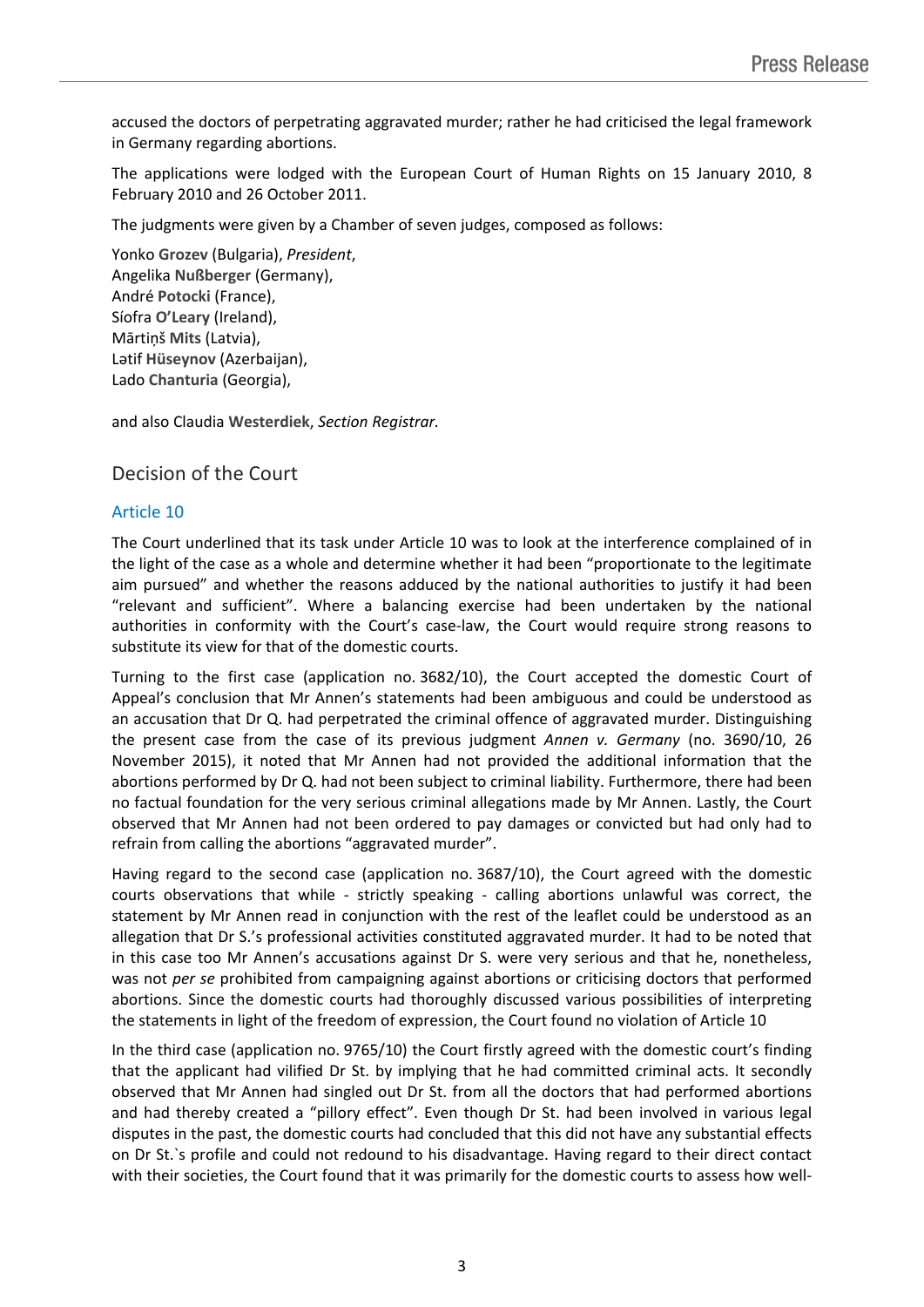accused the doctors of perpetrating aggravated murder; rather he had criticised the legal framework in Germany regarding abortions.

The applications were lodged with the European Court of Human Rights on 15 January 2010, 8 February 2010 and 26 October 2011.

The judgments were given by a Chamber of seven judges, composed as follows:

Yonko **Grozev** (Bulgaria), *President*,
Angelika **Nußberger** (Germany),
André **Potocki** (France),
Síofra **O'Leary** (Ireland),
Mārtiņš **Mits** (Latvia),
Lətif **Hüseynov** (Azerbaijan),
Lado **Chanturia** (Georgia),

and also Claudia **Westerdiek**, *Section Registrar.*

## Decision of the Court

### Article 10

The Court underlined that its task under Article 10 was to look at the interference complained of in the light of the case as a whole and determine whether it had been "proportionate to the legitimate aim pursued" and whether the reasons adduced by the national authorities to justify it had been "relevant and sufficient". Where a balancing exercise had been undertaken by the national authorities in conformity with the Court's case-law, the Court would require strong reasons to substitute its view for that of the domestic courts.

Turning to the first case (application no. 3682/10), the Court accepted the domestic Court of Appeal's conclusion that Mr Annen's statements had been ambiguous and could be understood as an accusation that Dr Q. had perpetrated the criminal offence of aggravated murder. Distinguishing the present case from the case of its previous judgment *Annen v. Germany* (no. 3690/10, 26 November 2015), it noted that Mr Annen had not provided the additional information that the abortions performed by Dr Q. had not been subject to criminal liability. Furthermore, there had been no factual foundation for the very serious criminal allegations made by Mr Annen. Lastly, the Court observed that Mr Annen had not been ordered to pay damages or convicted but had only had to refrain from calling the abortions "aggravated murder".

Having regard to the second case (application no. 3687/10), the Court agreed with the domestic courts observations that while - strictly speaking - calling abortions unlawful was correct, the statement by Mr Annen read in conjunction with the rest of the leaflet could be understood as an allegation that Dr S.'s professional activities constituted aggravated murder. It had to be noted that in this case too Mr Annen's accusations against Dr S. were very serious and that he, nonetheless, was not *per se* prohibited from campaigning against abortions or criticising doctors that performed abortions. Since the domestic courts had thoroughly discussed various possibilities of interpreting the statements in light of the freedom of expression, the Court found no violation of Article 10

In the third case (application no. 9765/10) the Court firstly agreed with the domestic court's finding that the applicant had vilified Dr St. by implying that he had committed criminal acts. It secondly observed that Mr Annen had singled out Dr St. from all the doctors that had performed abortions and had thereby created a "pillory effect". Even though Dr St. had been involved in various legal disputes in the past, the domestic courts had concluded that this did not have any substantial effects on Dr St.`s profile and could not redound to his disadvantage. Having regard to their direct contact with their societies, the Court found that it was primarily for the domestic courts to assess how well-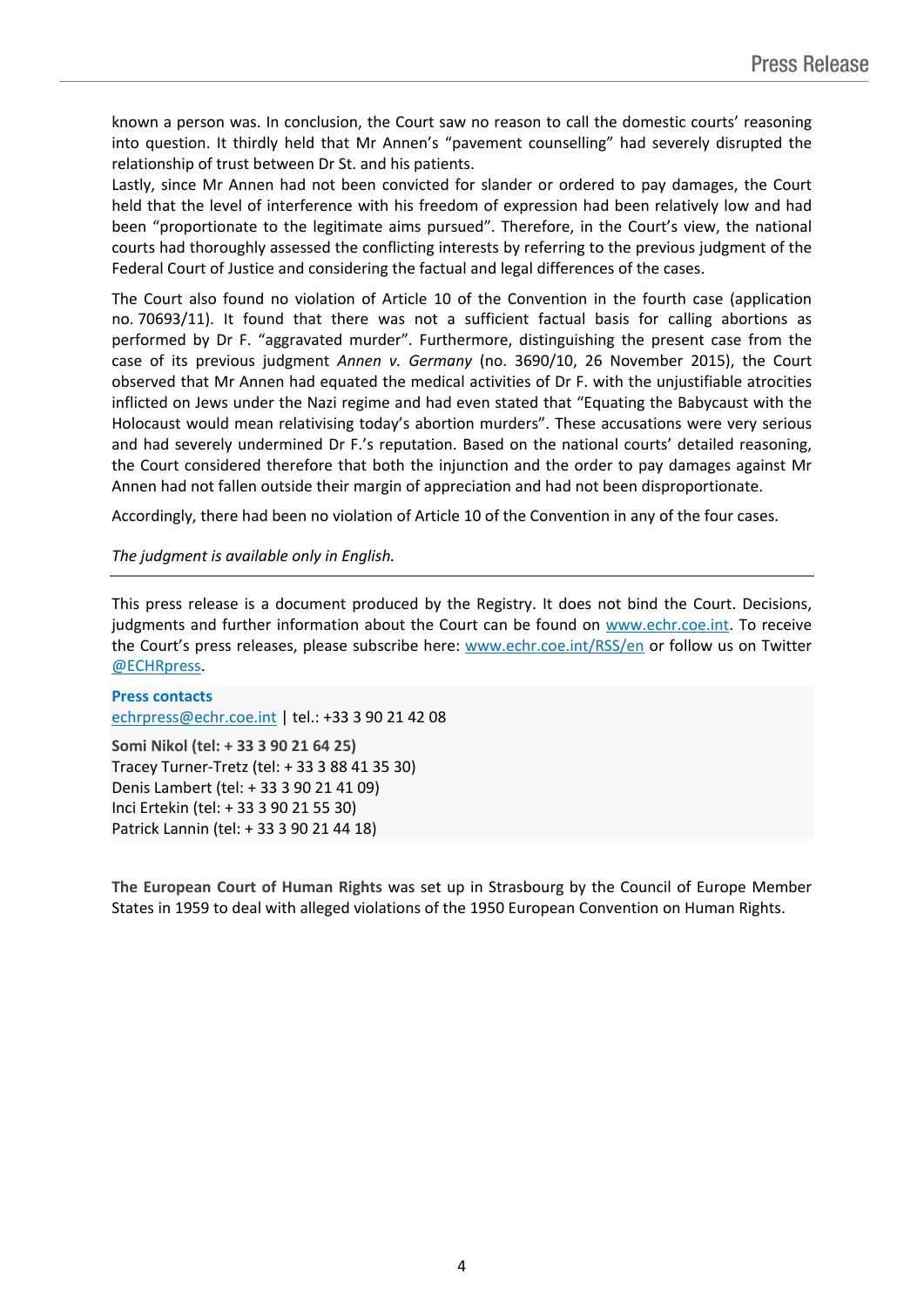known a person was. In conclusion, the Court saw no reason to call the domestic courts' reasoning into question. It thirdly held that Mr Annen's "pavement counselling" had severely disrupted the relationship of trust between Dr St. and his patients.
Lastly, since Mr Annen had not been convicted for slander or ordered to pay damages, the Court held that the level of interference with his freedom of expression had been relatively low and had been "proportionate to the legitimate aims pursued". Therefore, in the Court's view, the national courts had thoroughly assessed the conflicting interests by referring to the previous judgment of the Federal Court of Justice and considering the factual and legal differences of the cases.

The Court also found no violation of Article 10 of the Convention in the fourth case (application no. 70693/11). It found that there was not a sufficient factual basis for calling abortions as performed by Dr F. "aggravated murder". Furthermore, distinguishing the present case from the case of its previous judgment *Annen v. Germany* (no. 3690/10, 26 November 2015), the Court observed that Mr Annen had equated the medical activities of Dr F. with the unjustifiable atrocities inflicted on Jews under the Nazi regime and had even stated that "Equating the Babycaust with the Holocaust would mean relativising today's abortion murders". These accusations were very serious and had severely undermined Dr F.'s reputation. Based on the national courts' detailed reasoning, the Court considered therefore that both the injunction and the order to pay damages against Mr Annen had not fallen outside their margin of appreciation and had not been disproportionate.

Accordingly, there had been no violation of Article 10 of the Convention in any of the four cases.

*The judgment is available only in English.*

---

This press release is a document produced by the Registry. It does not bind the Court. Decisions, judgments and further information about the Court can be found on www.echr.coe.int. To receive the Court's press releases, please subscribe here: www.echr.coe.int/RSS/en or follow us on Twitter @ECHRpress.

**Press contacts**
echrpress@echr.coe.int | tel.: +33 3 90 21 42 08

**Somi Nikol (tel: + 33 3 90 21 64 25)**
Tracey Turner-Tretz (tel: + 33 3 88 41 35 30)
Denis Lambert (tel: + 33 3 90 21 41 09)
Inci Ertekin (tel: + 33 3 90 21 55 30)
Patrick Lannin (tel: + 33 3 90 21 44 18)

**The European Court of Human Rights** was set up in Strasbourg by the Council of Europe Member States in 1959 to deal with alleged violations of the 1950 European Convention on Human Rights.